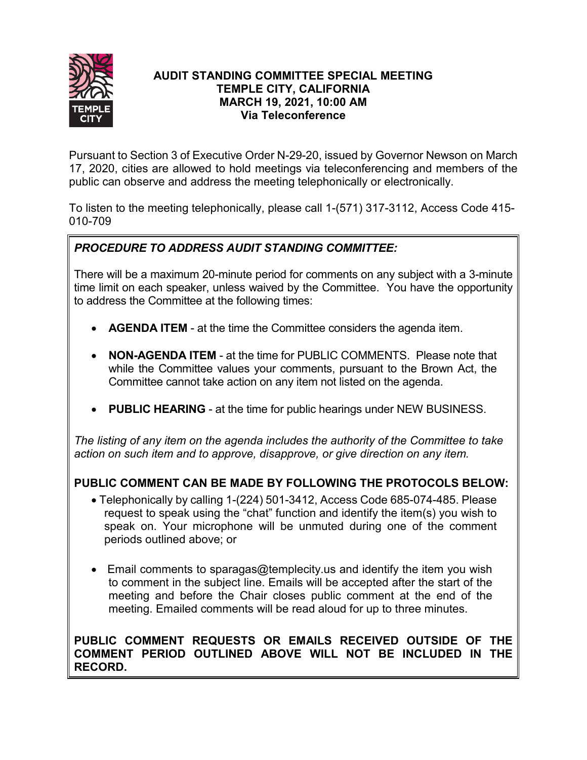# AUDIT STANDING COMMITTEE SPECIAL MEETING
## TEMPLE CITY, CALIFORNIA
## MARCH 19, 2021, 10:00 AM
## Via Teleconference

Pursuant to Section 3 of Executive Order N-29-20, issued by Governor Newson on March 17, 2020, cities are allowed to hold meetings via teleconferencing and members of the public can observe and address the meeting telephonically or electronically.

To listen to the meeting telephonically, please call 1-(571) 317-3112, Access Code 415-010-709

### *PROCEDURE TO ADDRESS AUDIT STANDING COMMITTEE:*

There will be a maximum 20-minute period for comments on any subject with a 3-minute time limit on each speaker, unless waived by the Committee. You have the opportunity to address the Committee at the following times:

- **AGENDA ITEM** - at the time the Committee considers the agenda item.
- **NON-AGENDA ITEM** - at the time for PUBLIC COMMENTS. Please note that while the Committee values your comments, pursuant to the Brown Act, the Committee cannot take action on any item not listed on the agenda.
- **PUBLIC HEARING** - at the time for public hearings under NEW BUSINESS.

*The listing of any item on the agenda includes the authority of the Committee to take action on such item and to approve, disapprove, or give direction on any item.*

### PUBLIC COMMENT CAN BE MADE BY FOLLOWING THE PROTOCOLS BELOW:

- Telephonically by calling 1-(224) 501-3412, Access Code 685-074-485. Please request to speak using the "chat" function and identify the item(s) you wish to speak on. Your microphone will be unmuted during one of the comment periods outlined above; or
- Email comments to sparagas@templecity.us and identify the item you wish to comment in the subject line. Emails will be accepted after the start of the meeting and before the Chair closes public comment at the end of the meeting. Emailed comments will be read aloud for up to three minutes.

**PUBLIC COMMENT REQUESTS OR EMAILS RECEIVED OUTSIDE OF THE COMMENT PERIOD OUTLINED ABOVE WILL NOT BE INCLUDED IN THE RECORD.**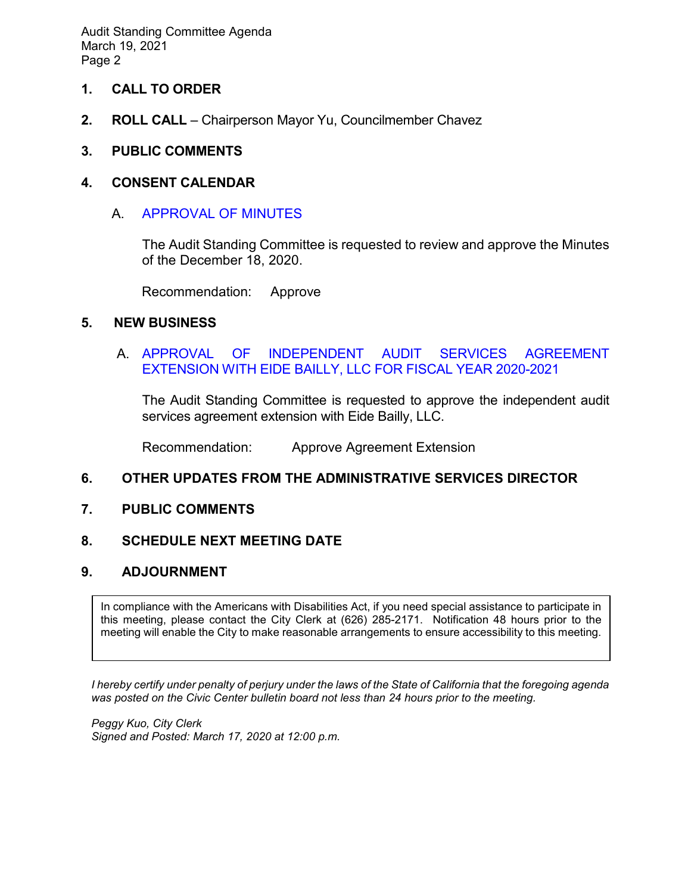1. **CALL TO ORDER**

2. **ROLL CALL** – Chairperson Mayor Yu, Councilmember Chavez

3. **PUBLIC COMMENTS**

4. **CONSENT CALENDAR**

   A. APPROVAL OF MINUTES

   The Audit Standing Committee is requested to review and approve the Minutes of the December 18, 2020.

   Recommendation: Approve

5. **NEW BUSINESS**

   A. APPROVAL OF INDEPENDENT AUDIT SERVICES AGREEMENT EXTENSION WITH EIDE BAILLY, LLC FOR FISCAL YEAR 2020-2021

   The Audit Standing Committee is requested to approve the independent audit services agreement extension with Eide Bailly, LLC.

   Recommendation: Approve Agreement Extension

6. **OTHER UPDATES FROM THE ADMINISTRATIVE SERVICES DIRECTOR**

7. **PUBLIC COMMENTS**

8. **SCHEDULE NEXT MEETING DATE**

9. **ADJOURNMENT**

In compliance with the Americans with Disabilities Act, if you need special assistance to participate in this meeting, please contact the City Clerk at (626) 285-2171. Notification 48 hours prior to the meeting will enable the City to make reasonable arrangements to ensure accessibility to this meeting.

*I hereby certify under penalty of perjury under the laws of the State of California that the foregoing agenda was posted on the Civic Center bulletin board not less than 24 hours prior to the meeting.*

*Peggy Kuo, City Clerk*
*Signed and Posted: March 17, 2020 at 12:00 p.m.*